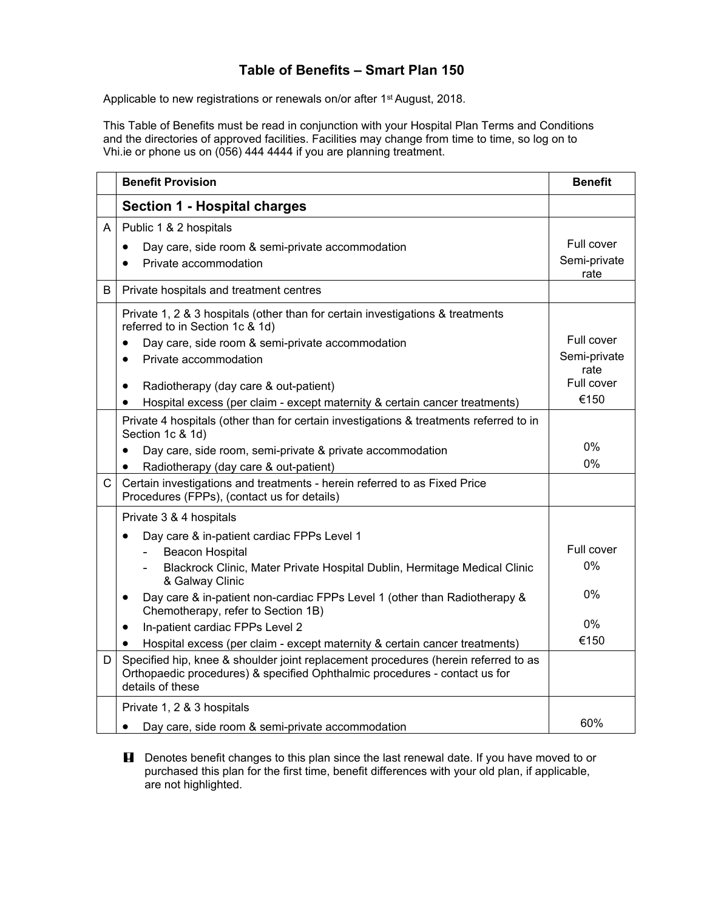# Table of Benefits – Smart Plan 150

Applicable to new registrations or renewals on/or after 1st August, 2018.

This Table of Benefits must be read in conjunction with your Hospital Plan Terms and Conditions and the directories of approved facilities. Facilities may change from time to time, so log on to Vhi.ie or phone us on (056) 444 4444 if you are planning treatment.

| | Benefit Provision | Benefit |
|---|---|---|
| | **Section 1 - Hospital charges** | |
| A | Public 1 & 2 hospitals | |
| | • Day care, side room & semi-private accommodation | Full cover |
| | • Private accommodation | Semi-private rate |
| B | Private hospitals and treatment centres | |
| | Private 1, 2 & 3 hospitals (other than for certain investigations & treatments referred to in Section 1c & 1d) | |
| | • Day care, side room & semi-private accommodation | Full cover |
| | • Private accommodation | Semi-private rate |
| | • Radiotherapy (day care & out-patient) | Full cover |
| | • Hospital excess (per claim - except maternity & certain cancer treatments) | €150 |
| | Private 4 hospitals (other than for certain investigations & treatments referred to in Section 1c & 1d) | |
| | • Day care, side room, semi-private & private accommodation | 0% |
| | • Radiotherapy (day care & out-patient) | 0% |
| C | Certain investigations and treatments - herein referred to as Fixed Price Procedures (FPPs), (contact us for details) | |
| | Private 3 & 4 hospitals | |
| | • Day care & in-patient cardiac FPPs Level 1 | |
| | - Beacon Hospital | Full cover |
| | - Blackrock Clinic, Mater Private Hospital Dublin, Hermitage Medical Clinic & Galway Clinic | 0% |
| | • Day care & in-patient non-cardiac FPPs Level 1 (other than Radiotherapy & Chemotherapy, refer to Section 1B) | 0% |
| | • In-patient cardiac FPPs Level 2 | 0% |
| | • Hospital excess (per claim - except maternity & certain cancer treatments) | €150 |
| D | Specified hip, knee & shoulder joint replacement procedures (herein referred to as Orthopaedic procedures) & specified Ophthalmic procedures - contact us for details of these | |
| | Private 1, 2 & 3 hospitals | |
| | • Day care, side room & semi-private accommodation | 60% |

**!** Denotes benefit changes to this plan since the last renewal date. If you have moved to or purchased this plan for the first time, benefit differences with your old plan, if applicable, are not highlighted.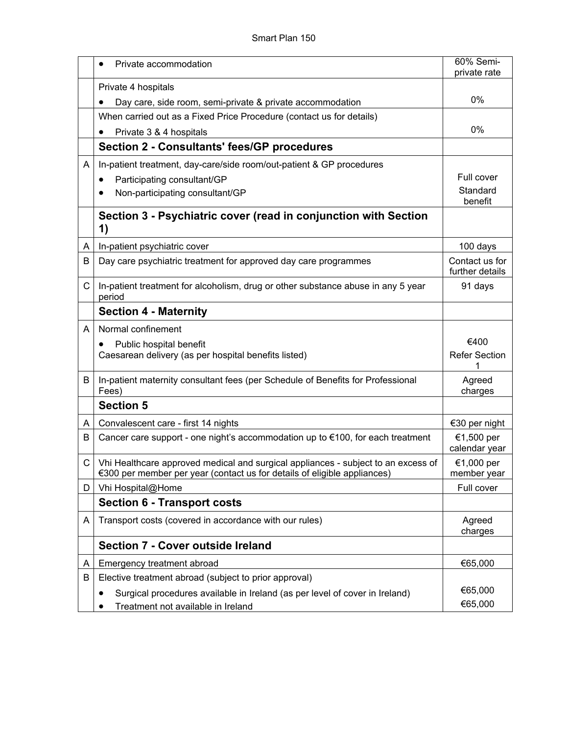| | | |
|---|---|---|
| | • Private accommodation | 60% Semi-private rate |
| | Private 4 hospitals<br>• Day care, side room, semi-private & private accommodation | 0% |
| | When carried out as a Fixed Price Procedure (contact us for details)<br>• Private 3 & 4 hospitals | 0% |
| | **Section 2 - Consultants' fees/GP procedures** | |
| A | In-patient treatment, day-care/side room/out-patient & GP procedures<br>• Participating consultant/GP<br>• Non-participating consultant/GP | <br>Full cover<br>Standard benefit |
| | **Section 3 - Psychiatric cover (read in conjunction with Section 1)** | |
| A | In-patient psychiatric cover | 100 days |
| B | Day care psychiatric treatment for approved day care programmes | Contact us for further details |
| C | In-patient treatment for alcoholism, drug or other substance abuse in any 5 year period | 91 days |
| | **Section 4 - Maternity** | |
| A | Normal confinement<br>• Public hospital benefit<br>Caesarean delivery (as per hospital benefits listed) | <br>€400<br>Refer Section 1 |
| B | In-patient maternity consultant fees (per Schedule of Benefits for Professional Fees) | Agreed charges |
| | **Section 5** | |
| A | Convalescent care - first 14 nights | €30 per night |
| B | Cancer care support - one night's accommodation up to €100, for each treatment | €1,500 per calendar year |
| C | Vhi Healthcare approved medical and surgical appliances - subject to an excess of €300 per member per year (contact us for details of eligible appliances) | €1,000 per member year |
| D | Vhi Hospital@Home | Full cover |
| | **Section 6 - Transport costs** | |
| A | Transport costs (covered in accordance with our rules) | Agreed charges |
| | **Section 7 - Cover outside Ireland** | |
| A | Emergency treatment abroad | €65,000 |
| B | Elective treatment abroad (subject to prior approval)<br>• Surgical procedures available in Ireland (as per level of cover in Ireland)<br>• Treatment not available in Ireland | <br>€65,000<br>€65,000 |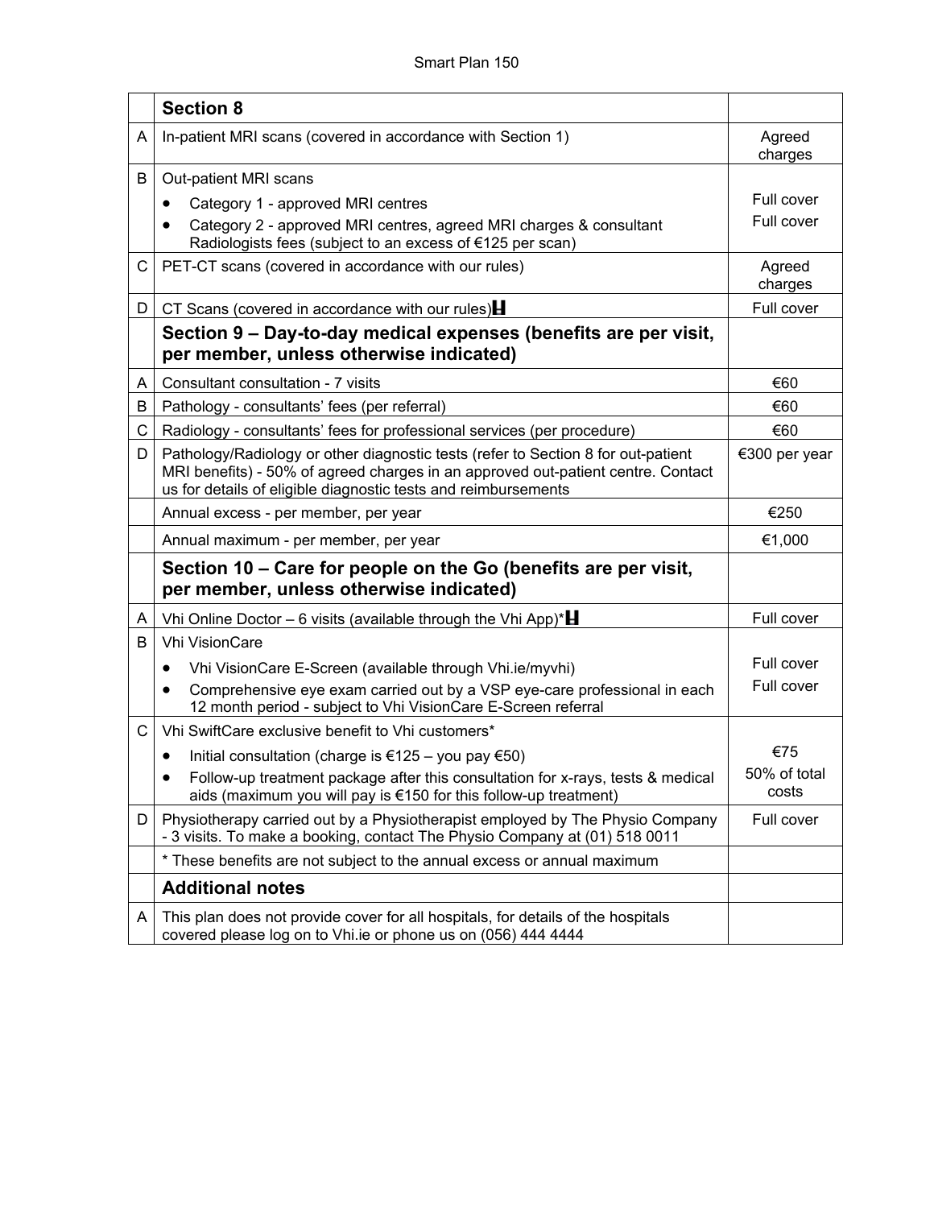| | Section 8 | |
|---|---|---|
| A | In-patient MRI scans (covered in accordance with Section 1) | Agreed charges |
| B | Out-patient MRI scans<br>• Category 1 - approved MRI centres<br>• Category 2 - approved MRI centres, agreed MRI charges & consultant Radiologists fees (subject to an excess of €125 per scan) | <br>Full cover<br>Full cover |
| C | PET-CT scans (covered in accordance with our rules) | Agreed charges |
| D | CT Scans (covered in accordance with our rules) | Full cover |
| | **Section 9 – Day-to-day medical expenses (benefits are per visit, per member, unless otherwise indicated)** | |
| A | Consultant consultation - 7 visits | €60 |
| B | Pathology - consultants' fees (per referral) | €60 |
| C | Radiology - consultants' fees for professional services (per procedure) | €60 |
| D | Pathology/Radiology or other diagnostic tests (refer to Section 8 for out-patient MRI benefits) - 50% of agreed charges in an approved out-patient centre. Contact us for details of eligible diagnostic tests and reimbursements | €300 per year |
| | Annual excess - per member, per year | €250 |
| | Annual maximum - per member, per year | €1,000 |
| | **Section 10 – Care for people on the Go (benefits are per visit, per member, unless otherwise indicated)** | |
| A | Vhi Online Doctor – 6 visits (available through the Vhi App)* | Full cover |
| B | Vhi VisionCare<br>• Vhi VisionCare E-Screen (available through Vhi.ie/myvhi)<br>• Comprehensive eye exam carried out by a VSP eye-care professional in each 12 month period - subject to Vhi VisionCare E-Screen referral | <br>Full cover<br>Full cover |
| C | Vhi SwiftCare exclusive benefit to Vhi customers*<br>• Initial consultation (charge is €125 – you pay €50)<br>• Follow-up treatment package after this consultation for x-rays, tests & medical aids (maximum you will pay is €150 for this follow-up treatment) | <br>€75<br>50% of total costs |
| D | Physiotherapy carried out by a Physiotherapist employed by The Physio Company - 3 visits. To make a booking, contact The Physio Company at (01) 518 0011 | Full cover |
| | * These benefits are not subject to the annual excess or annual maximum | |
| | **Additional notes** | |
| A | This plan does not provide cover for all hospitals, for details of the hospitals covered please log on to Vhi.ie or phone us on (056) 444 4444 | |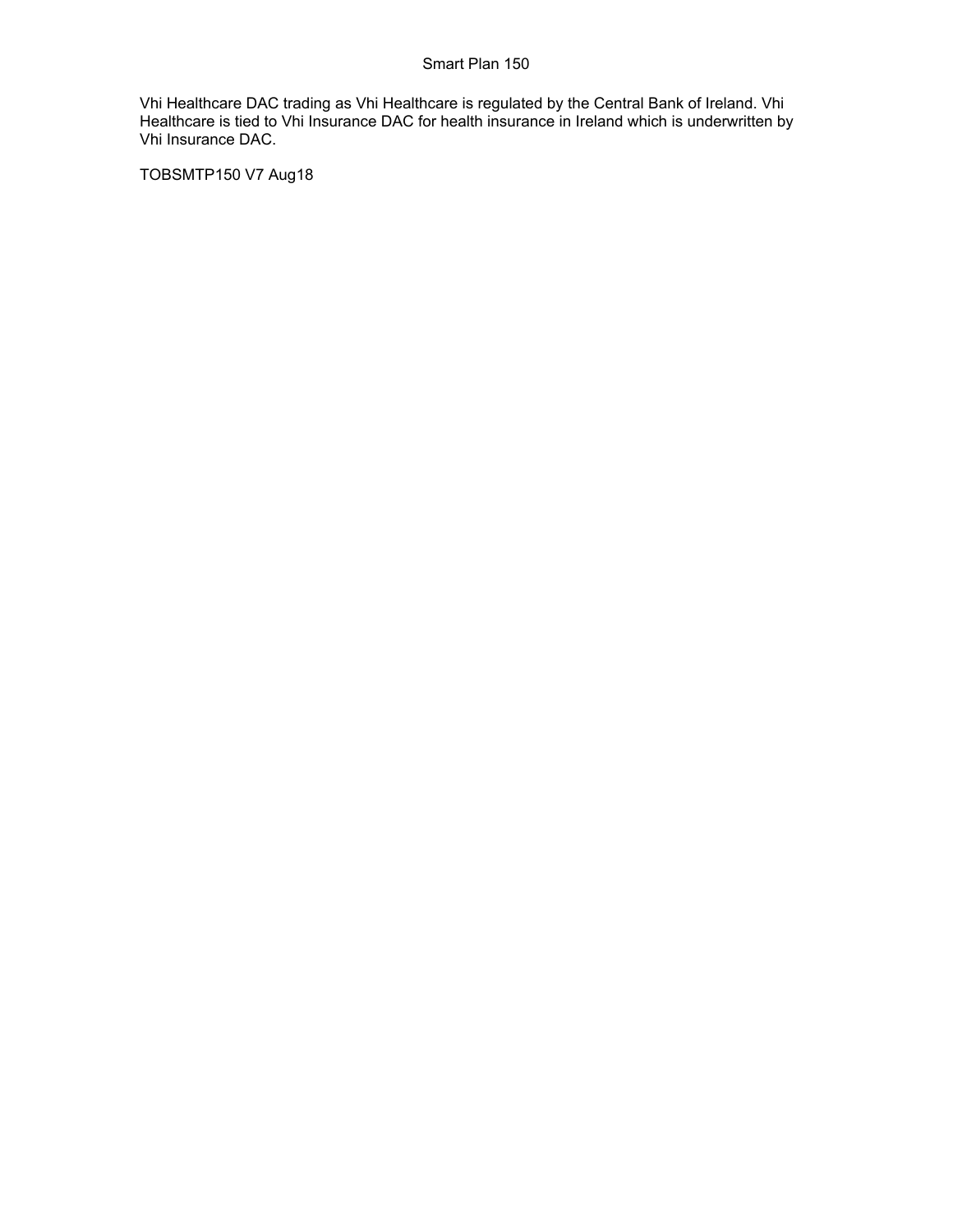Smart Plan 150

Vhi Healthcare DAC trading as Vhi Healthcare is regulated by the Central Bank of Ireland. Vhi Healthcare is tied to Vhi Insurance DAC for health insurance in Ireland which is underwritten by Vhi Insurance DAC.

TOBSMTP150 V7 Aug18